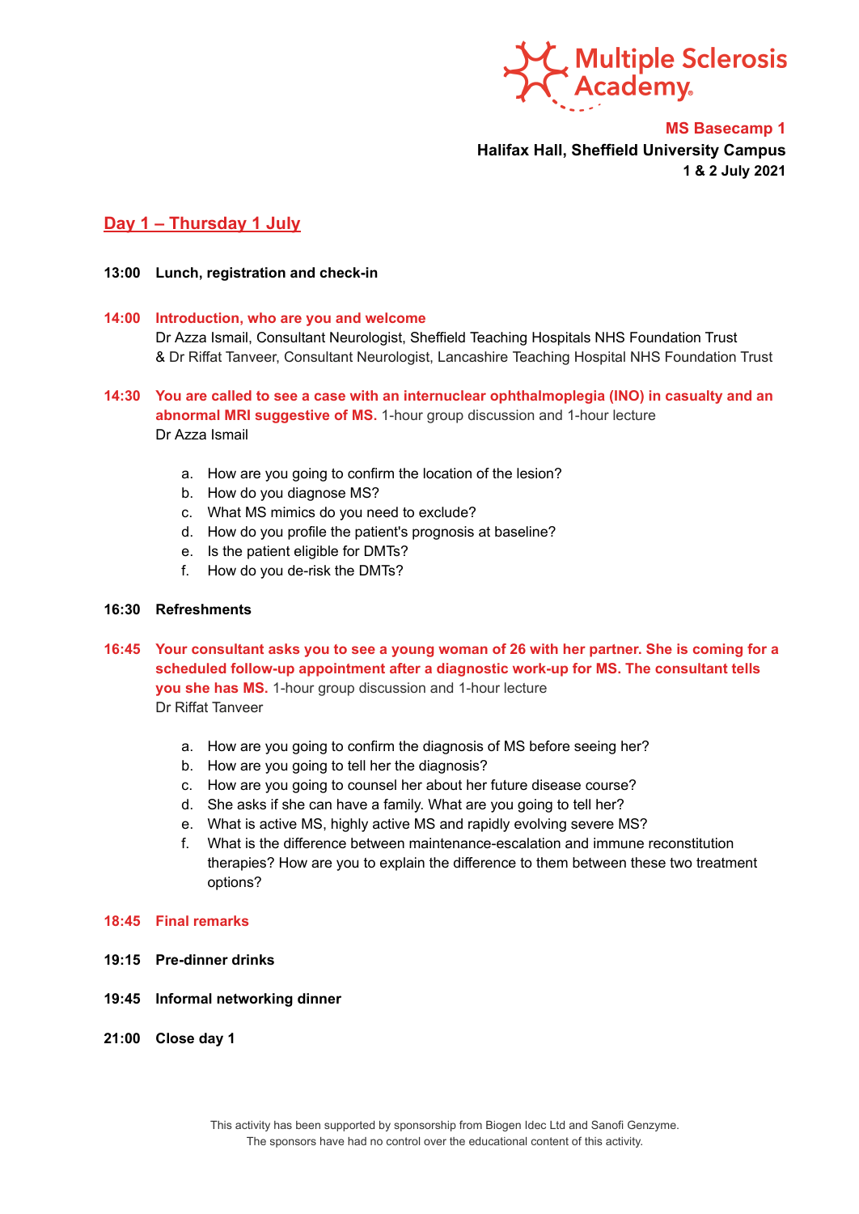Multiple Sclerosis Academy

**MS Basecamp 1**
**Halifax Hall, Sheffield University Campus**
**1 & 2 July 2021**

## Day 1 – Thursday 1 July

**13:00 Lunch, registration and check-in**

**14:00 Introduction, who are you and welcome**
Dr Azza Ismail, Consultant Neurologist, Sheffield Teaching Hospitals NHS Foundation Trust
& Dr Riffat Tanveer, Consultant Neurologist, Lancashire Teaching Hospital NHS Foundation Trust

**14:30 You are called to see a case with an internuclear ophthalmoplegia (INO) in casualty and an abnormal MRI suggestive of MS.** 1-hour group discussion and 1-hour lecture
Dr Azza Ismail

a. How are you going to confirm the location of the lesion?
b. How do you diagnose MS?
c. What MS mimics do you need to exclude?
d. How do you profile the patient's prognosis at baseline?
e. Is the patient eligible for DMTs?
f. How do you de-risk the DMTs?

**16:30 Refreshments**

**16:45 Your consultant asks you to see a young woman of 26 with her partner. She is coming for a scheduled follow-up appointment after a diagnostic work-up for MS. The consultant tells you she has MS.** 1-hour group discussion and 1-hour lecture
Dr Riffat Tanveer

a. How are you going to confirm the diagnosis of MS before seeing her?
b. How are you going to tell her the diagnosis?
c. How are you going to counsel her about her future disease course?
d. She asks if she can have a family. What are you going to tell her?
e. What is active MS, highly active MS and rapidly evolving severe MS?
f. What is the difference between maintenance-escalation and immune reconstitution therapies? How are you to explain the difference to them between these two treatment options?

**18:45 Final remarks**

**19:15 Pre-dinner drinks**

**19:45 Informal networking dinner**

**21:00 Close day 1**

This activity has been supported by sponsorship from Biogen Idec Ltd and Sanofi Genzyme.
The sponsors have had no control over the educational content of this activity.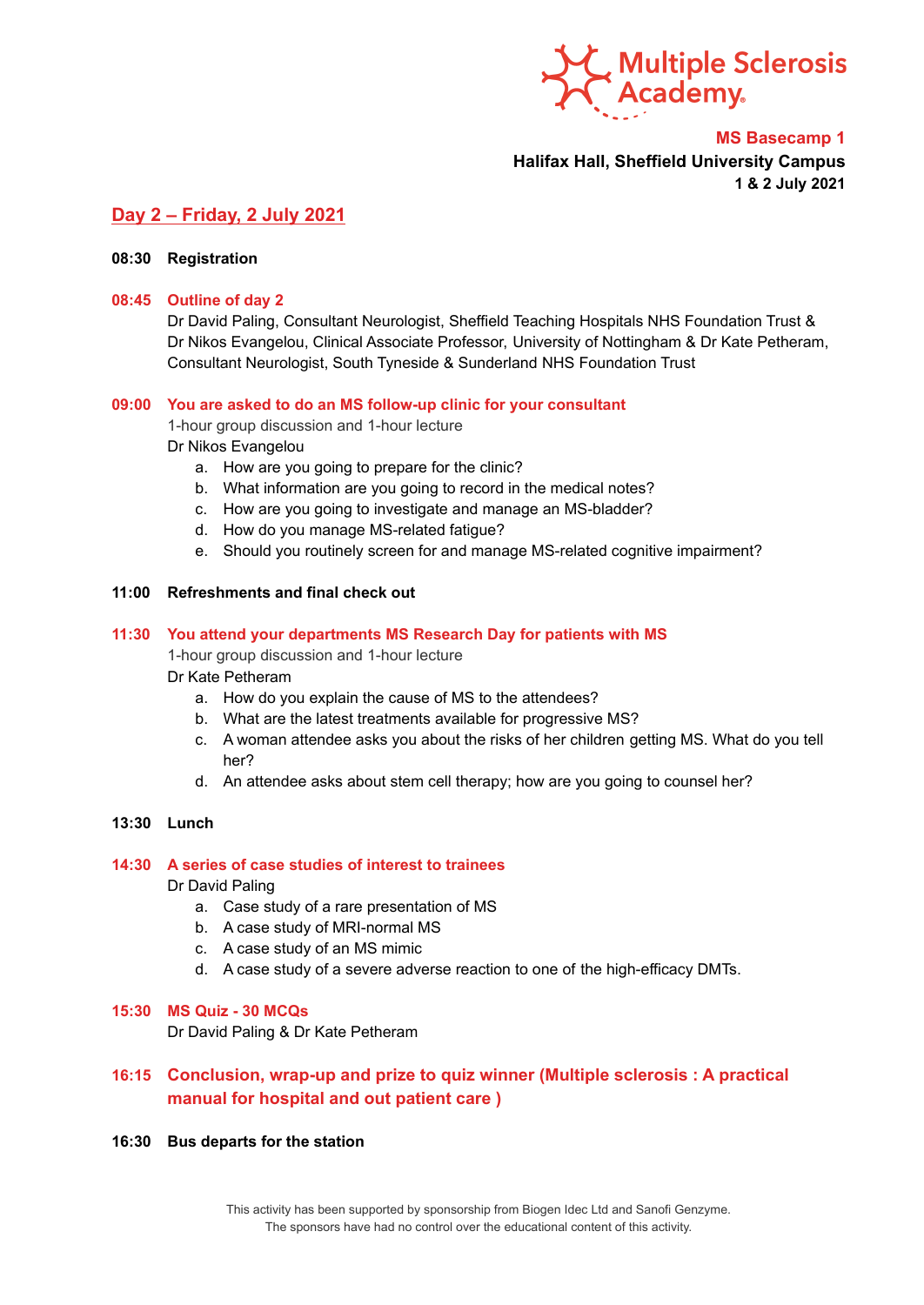Multiple Sclerosis Academy

**MS Basecamp 1**
**Halifax Hall, Sheffield University Campus**
**1 & 2 July 2021**

## Day 2 – Friday, 2 July 2021

**08:30 Registration**

**08:45 Outline of day 2**
Dr David Paling, Consultant Neurologist, Sheffield Teaching Hospitals NHS Foundation Trust & Dr Nikos Evangelou, Clinical Associate Professor, University of Nottingham & Dr Kate Petheram, Consultant Neurologist, South Tyneside & Sunderland NHS Foundation Trust

**09:00 You are asked to do an MS follow-up clinic for your consultant**
1-hour group discussion and 1-hour lecture
Dr Nikos Evangelou

a. How are you going to prepare for the clinic?
b. What information are you going to record in the medical notes?
c. How are you going to investigate and manage an MS-bladder?
d. How do you manage MS-related fatigue?
e. Should you routinely screen for and manage MS-related cognitive impairment?

**11:00 Refreshments and final check out**

**11:30 You attend your departments MS Research Day for patients with MS**
1-hour group discussion and 1-hour lecture
Dr Kate Petheram

a. How do you explain the cause of MS to the attendees?
b. What are the latest treatments available for progressive MS?
c. A woman attendee asks you about the risks of her children getting MS. What do you tell her?
d. An attendee asks about stem cell therapy; how are you going to counsel her?

**13:30 Lunch**

**14:30 A series of case studies of interest to trainees**
Dr David Paling

a. Case study of a rare presentation of MS
b. A case study of MRI-normal MS
c. A case study of an MS mimic
d. A case study of a severe adverse reaction to one of the high-efficacy DMTs.

**15:30 MS Quiz - 30 MCQs**
Dr David Paling & Dr Kate Petheram

**16:15 Conclusion, wrap-up and prize to quiz winner (Multiple sclerosis : A practical manual for hospital and out patient care )**

**16:30 Bus departs for the station**

This activity has been supported by sponsorship from Biogen Idec Ltd and Sanofi Genzyme.
The sponsors have had no control over the educational content of this activity.